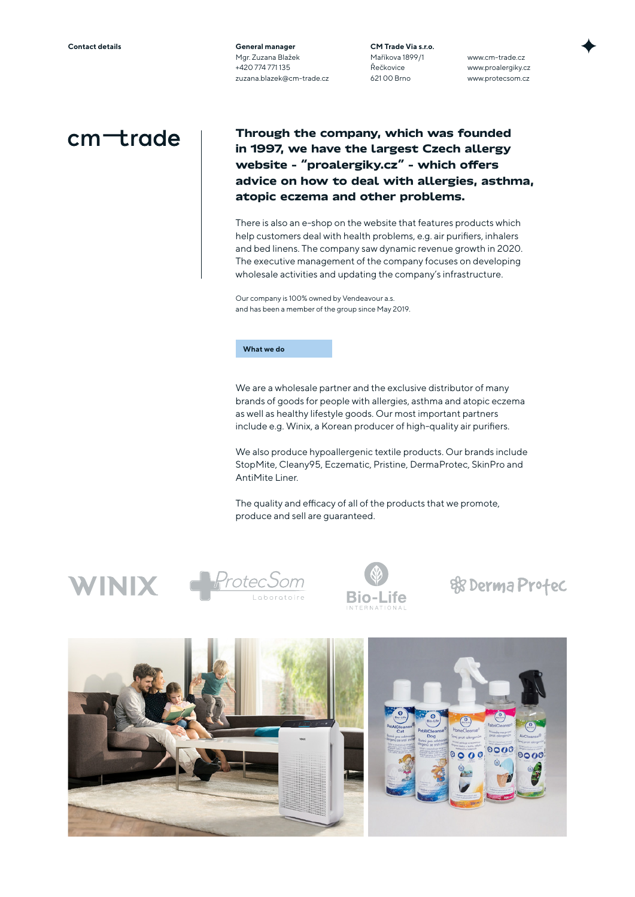**Contact details**

**General manager**
Mgr. Zuzana Blažek
+420 774 771 135
zuzana.blazek@cm-trade.cz

**CM Trade Via s.r.o.**
Maříkova 1899/1
Řečkovice
621 00 Brno

www.cm-trade.cz
www.proalergiky.cz
www.protecsom.cz

# cm—trade

## Through the company, which was founded in 1997, we have the largest Czech allergy website - "proalergiky.cz" - which offers advice on how to deal with allergies, asthma, atopic eczema and other problems.

There is also an e-shop on the website that features products which help customers deal with health problems, e.g. air purifiers, inhalers and bed linens. The company saw dynamic revenue growth in 2020. The executive management of the company focuses on developing wholesale activities and updating the company's infrastructure.

Our company is 100% owned by Vendeavour a.s.
and has been a member of the group since May 2019.

**What we do**

We are a wholesale partner and the exclusive distributor of many brands of goods for people with allergies, asthma and atopic eczema as well as healthy lifestyle goods. Our most important partners include e.g. Winix, a Korean producer of high-quality air purifiers.

We also produce hypoallergenic textile products. Our brands include StopMite, Cleany95, Eczematic, Pristine, DermaProtec, SkinPro and AntiMite Liner.

The quality and efficacy of all of the products that we promote, produce and sell are guaranteed.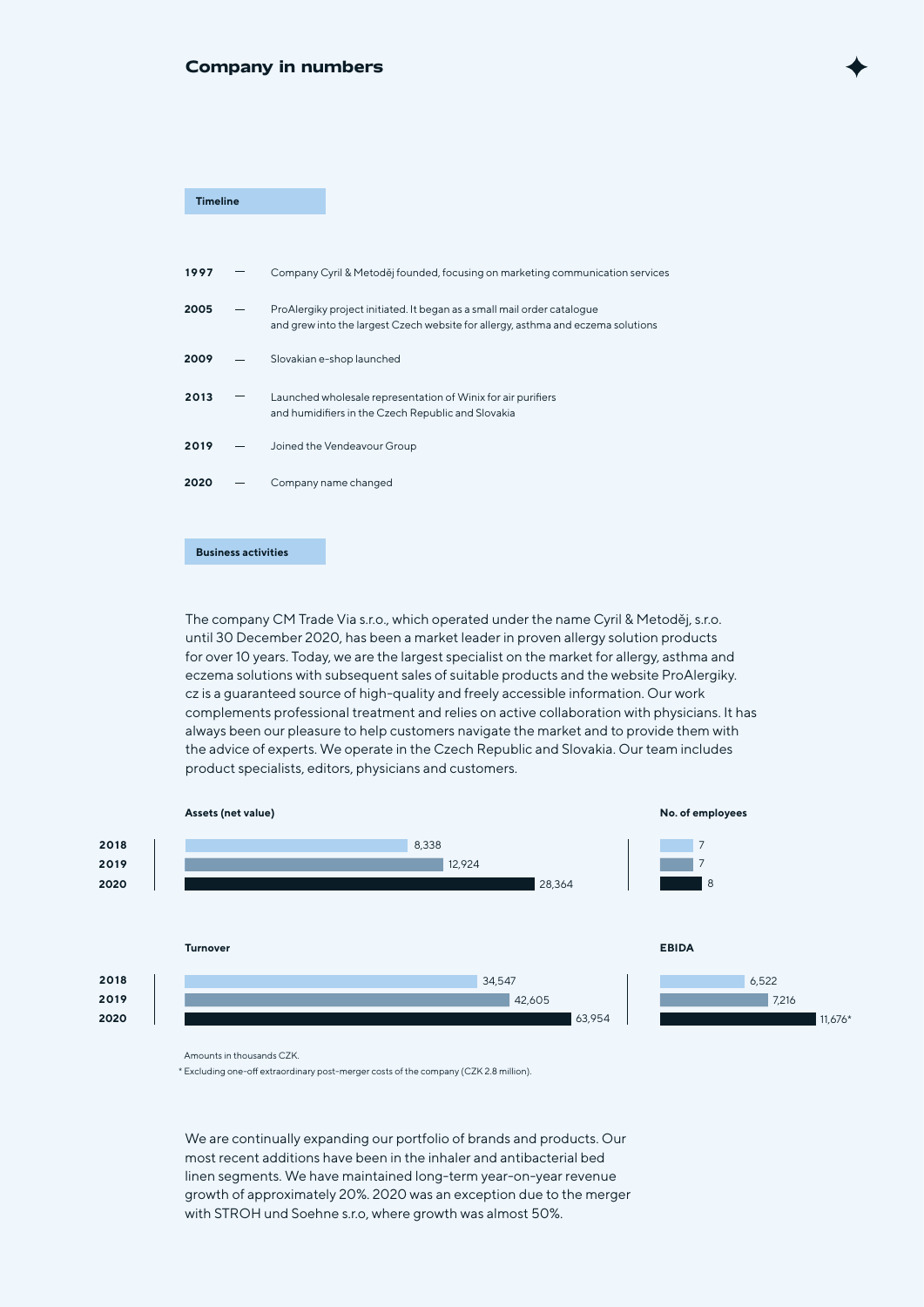## Company in numbers

### Timeline

**1997** — Company Cyril & Metoděj founded, focusing on marketing communication services

**2005** — ProAlergiky project initiated. It began as a small mail order catalogue and grew into the largest Czech website for allergy, asthma and eczema solutions

**2009** — Slovakian e-shop launched

**2013** — Launched wholesale representation of Winix for air purifiers and humidifiers in the Czech Republic and Slovakia

**2019** — Joined the Vendeavour Group

**2020** — Company name changed

### Business activities

The company CM Trade Via s.r.o., which operated under the name Cyril & Metoděj, s.r.o. until 30 December 2020, has been a market leader in proven allergy solution products for over 10 years. Today, we are the largest specialist on the market for allergy, asthma and eczema solutions with subsequent sales of suitable products and the website ProAlergiky.cz is a guaranteed source of high-quality and freely accessible information. Our work complements professional treatment and relies on active collaboration with physicians. It has always been our pleasure to help customers navigate the market and to provide them with the advice of experts. We operate in the Czech Republic and Slovakia. Our team includes product specialists, editors, physicians and customers.

**Assets (net value)**

2018 8,338
2019 12,924
2020 28,364

**No. of employees**

2018 7
2019 7
2020 8

**Turnover**

2018 34,547
2019 42,605
2020 63,954

**EBIDA**

2018 6,522
2019 7,216
2020 11,676*

Amounts in thousands CZK.

* Excluding one-off extraordinary post-merger costs of the company (CZK 2.8 million).

We are continually expanding our portfolio of brands and products. Our most recent additions have been in the inhaler and antibacterial bed linen segments. We have maintained long-term year-on-year revenue growth of approximately 20%. 2020 was an exception due to the merger with STROH und Soehne s.r.o, where growth was almost 50%.